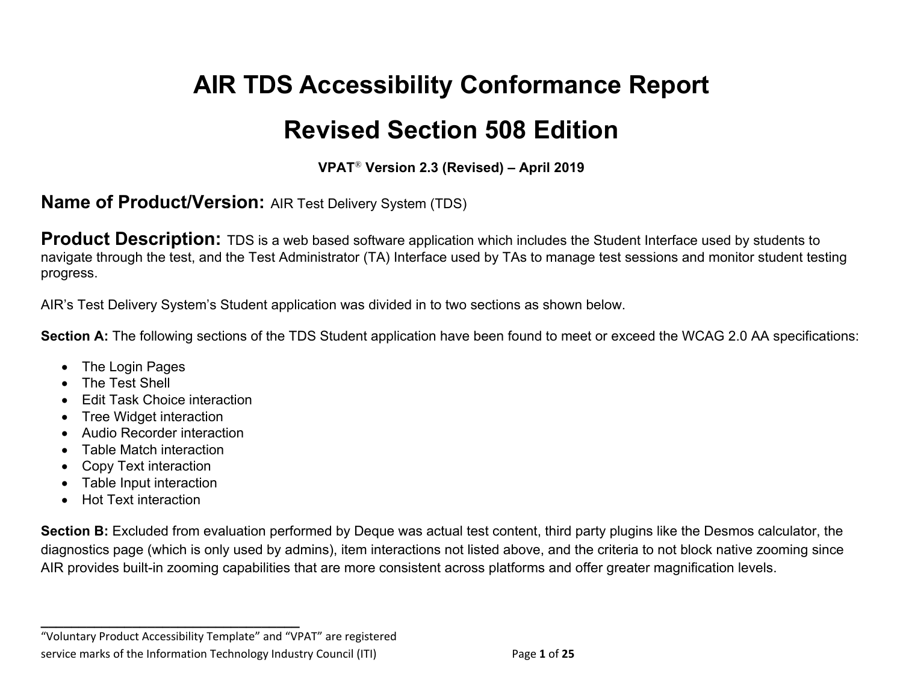# AIR TDS Accessibility Conformance Report

# Revised Section 508 Edition

**VPAT® Version 2.3 (Revised) – April 2019**

## Name of Product/Version: AIR Test Delivery System (TDS)

## Product Description: TDS is a web based software application which includes the Student Interface used by students to navigate through the test, and the Test Administrator (TA) Interface used by TAs to manage test sessions and monitor student testing progress.

AIR's Test Delivery System's Student application was divided in to two sections as shown below.

**Section A:** The following sections of the TDS Student application have been found to meet or exceed the WCAG 2.0 AA specifications:

- The Login Pages
- The Test Shell
- Edit Task Choice interaction
- Tree Widget interaction
- Audio Recorder interaction
- Table Match interaction
- Copy Text interaction
- Table Input interaction
- Hot Text interaction

**Section B:** Excluded from evaluation performed by Deque was actual test content, third party plugins like the Desmos calculator, the diagnostics page (which is only used by admins), item interactions not listed above, and the criteria to not block native zooming since AIR provides built-in zooming capabilities that are more consistent across platforms and offer greater magnification levels.

"Voluntary Product Accessibility Template" and "VPAT" are registered service marks of the Information Technology Industry Council (ITI)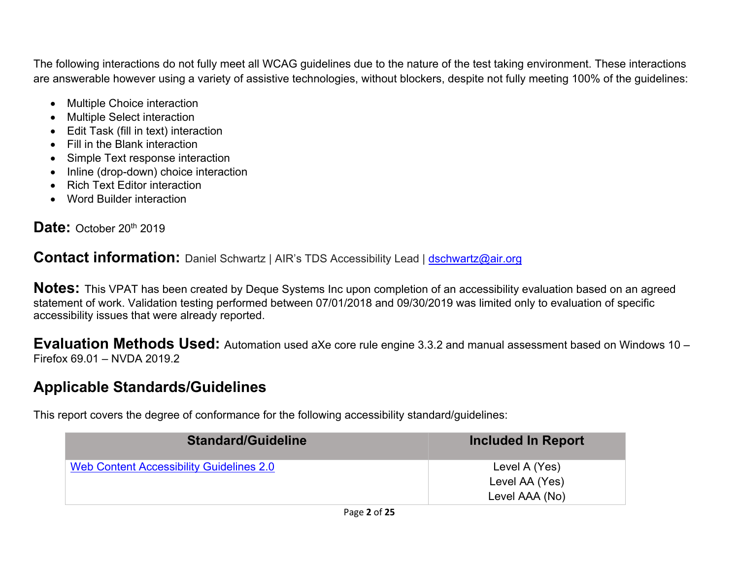The following interactions do not fully meet all WCAG guidelines due to the nature of the test taking environment. These interactions are answerable however using a variety of assistive technologies, without blockers, despite not fully meeting 100% of the guidelines:

- Multiple Choice interaction
- Multiple Select interaction
- Edit Task (fill in text) interaction
- Fill in the Blank interaction
- Simple Text response interaction
- Inline (drop-down) choice interaction
- Rich Text Editor interaction
- Word Builder interaction

**Date:** October 20th 2019

**Contact information:** Daniel Schwartz | AIR's TDS Accessibility Lead | [dschwartz@air.org](mailto:dschwartz@air.org)

**Notes:** This VPAT has been created by Deque Systems Inc upon completion of an accessibility evaluation based on an agreed statement of work. Validation testing performed between 07/01/2018 and 09/30/2019 was limited only to evaluation of specific accessibility issues that were already reported.

**Evaluation Methods Used:** Automation used aXe core rule engine 3.3.2 and manual assessment based on Windows 10 – Firefox 69.01 – NVDA 2019.2

## Applicable Standards/Guidelines

This report covers the degree of conformance for the following accessibility standard/guidelines:

| Standard/Guideline | Included In Report |
|---|---|
| Web Content Accessibility Guidelines 2.0 | Level A (Yes)<br>Level AA (Yes)<br>Level AAA (No) |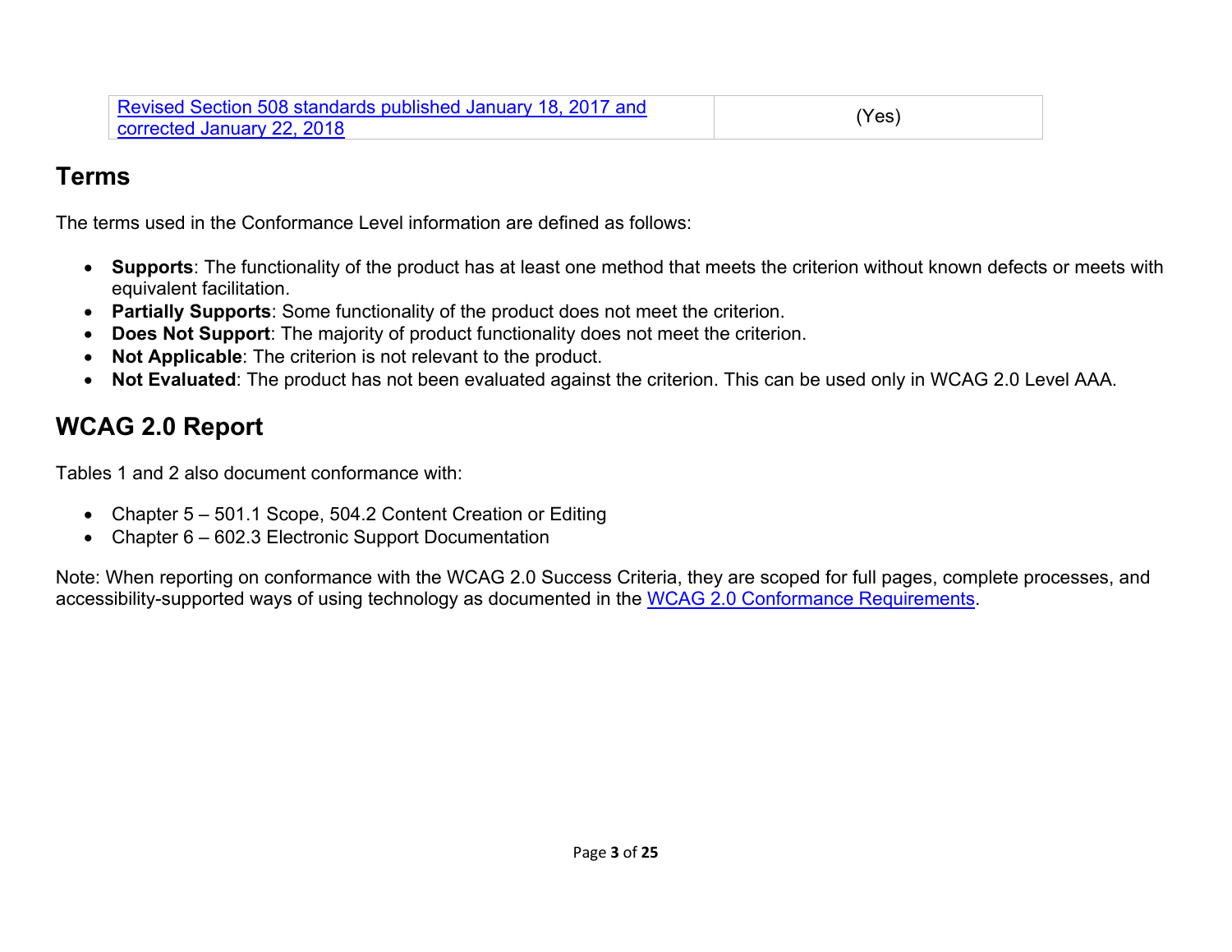| Revised Section 508 standards published January 18, 2017 and corrected January 22, 2018 | (Yes) |
|---|---|

## Terms

The terms used in the Conformance Level information are defined as follows:

- **Supports**: The functionality of the product has at least one method that meets the criterion without known defects or meets with equivalent facilitation.
- **Partially Supports**: Some functionality of the product does not meet the criterion.
- **Does Not Support**: The majority of product functionality does not meet the criterion.
- **Not Applicable**: The criterion is not relevant to the product.
- **Not Evaluated**: The product has not been evaluated against the criterion. This can be used only in WCAG 2.0 Level AAA.

## WCAG 2.0 Report

Tables 1 and 2 also document conformance with:

- Chapter 5 – 501.1 Scope, 504.2 Content Creation or Editing
- Chapter 6 – 602.3 Electronic Support Documentation

Note: When reporting on conformance with the WCAG 2.0 Success Criteria, they are scoped for full pages, complete processes, and accessibility-supported ways of using technology as documented in the WCAG 2.0 Conformance Requirements.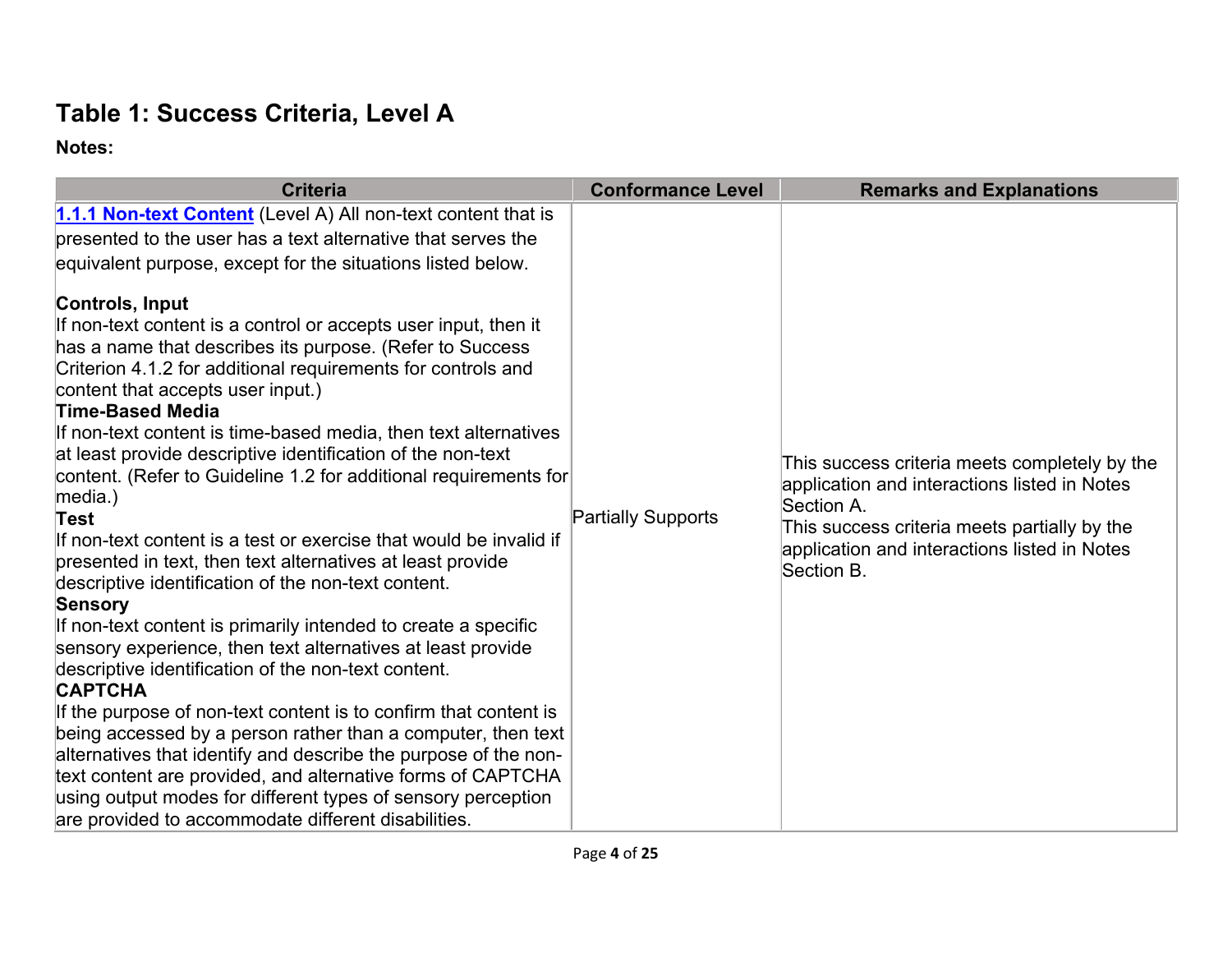## Table 1: Success Criteria, Level A

**Notes:**

| Criteria | Conformance Level | Remarks and Explanations |
| --- | --- | --- |
| **[1.1.1 Non-text Content]()** (Level A) All non-text content that is presented to the user has a text alternative that serves the equivalent purpose, except for the situations listed below.<br><br>**Controls, Input**<br>If non-text content is a control or accepts user input, then it has a name that describes its purpose. (Refer to Success Criterion 4.1.2 for additional requirements for controls and content that accepts user input.)<br>**Time-Based Media**<br>If non-text content is time-based media, then text alternatives at least provide descriptive identification of the non-text content. (Refer to Guideline 1.2 for additional requirements for media.)<br>**Test**<br>If non-text content is a test or exercise that would be invalid if presented in text, then text alternatives at least provide descriptive identification of the non-text content.<br>**Sensory**<br>If non-text content is primarily intended to create a specific sensory experience, then text alternatives at least provide descriptive identification of the non-text content.<br>**CAPTCHA**<br>If the purpose of non-text content is to confirm that content is being accessed by a person rather than a computer, then text alternatives that identify and describe the purpose of the non-text content are provided, and alternative forms of CAPTCHA using output modes for different types of sensory perception are provided to accommodate different disabilities. | Partially Supports | This success criteria meets completely by the application and interactions listed in Notes Section A.<br>This success criteria meets partially by the application and interactions listed in Notes Section B. |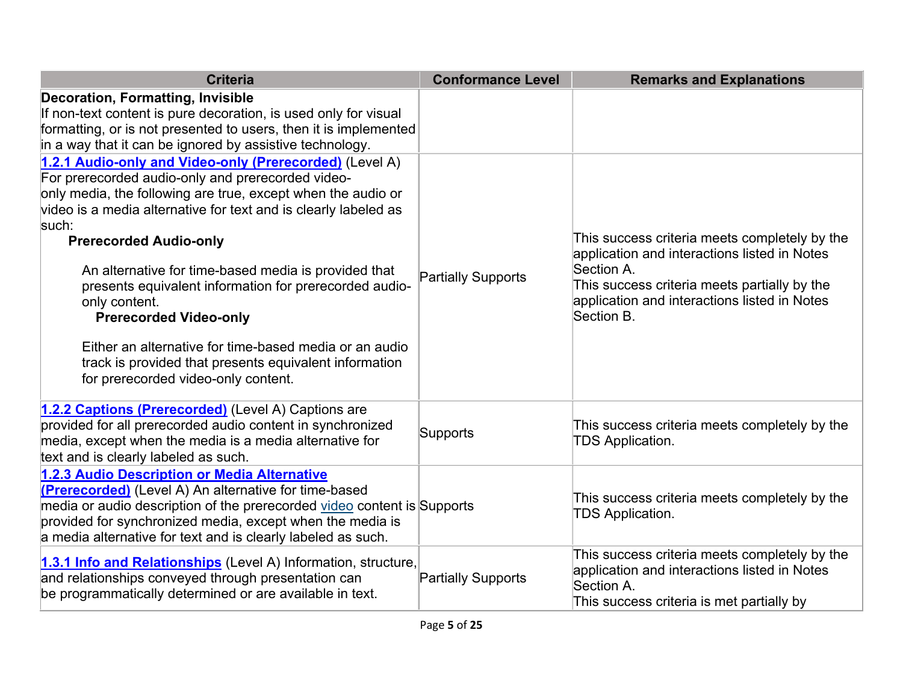| Criteria | Conformance Level | Remarks and Explanations |
|---|---|---|
| **Decoration, Formatting, Invisible** If non-text content is pure decoration, is used only for visual formatting, or is not presented to users, then it is implemented in a way that it can be ignored by assistive technology. | | |
| **1.2.1 Audio-only and Video-only (Prerecorded)** (Level A) For prerecorded audio-only and prerecorded video-only media, the following are true, except when the audio or video is a media alternative for text and is clearly labeled as such: **Prerecorded Audio-only** An alternative for time-based media is provided that presents equivalent information for prerecorded audio-only content. **Prerecorded Video-only** Either an alternative for time-based media or an audio track is provided that presents equivalent information for prerecorded video-only content. | Partially Supports | This success criteria meets completely by the application and interactions listed in Notes Section A. This success criteria meets partially by the application and interactions listed in Notes Section B. |
| **1.2.2 Captions (Prerecorded)** (Level A) Captions are provided for all prerecorded audio content in synchronized media, except when the media is a media alternative for text and is clearly labeled as such. | Supports | This success criteria meets completely by the TDS Application. |
| **1.2.3 Audio Description or Media Alternative (Prerecorded)** (Level A) An alternative for time-based media or audio description of the prerecorded video content is provided for synchronized media, except when the media is a media alternative for text and is clearly labeled as such. | Supports | This success criteria meets completely by the TDS Application. |
| **1.3.1 Info and Relationships** (Level A) Information, structure, and relationships conveyed through presentation can be programmatically determined or are available in text. | Partially Supports | This success criteria meets completely by the application and interactions listed in Notes Section A. This success criteria is met partially by |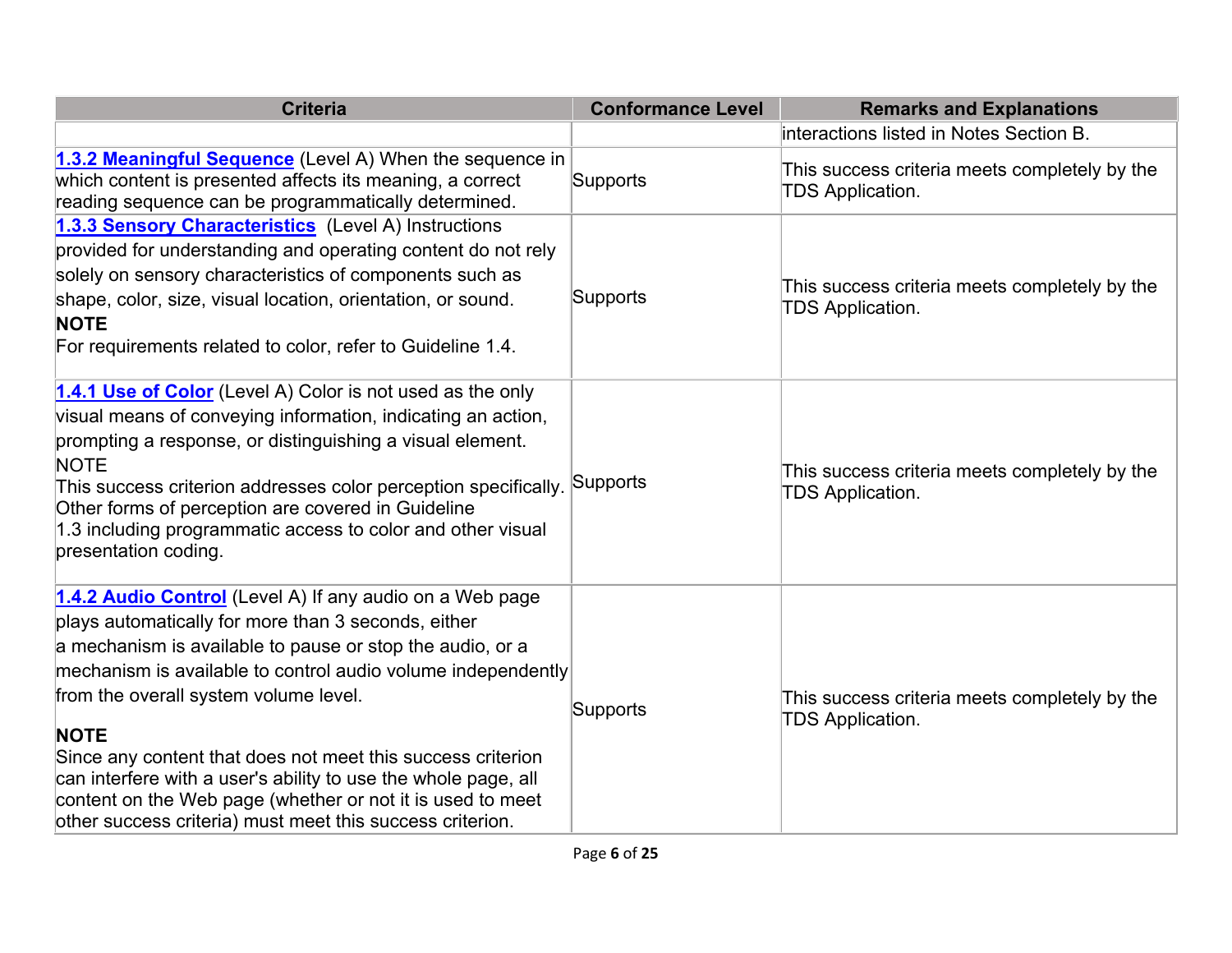| Criteria | Conformance Level | Remarks and Explanations |
| --- | --- | --- |
| | | interactions listed in Notes Section B. |
| **1.3.2 Meaningful Sequence** (Level A) When the sequence in which content is presented affects its meaning, a correct reading sequence can be programmatically determined. | Supports | This success criteria meets completely by the TDS Application. |
| **1.3.3 Sensory Characteristics** (Level A) Instructions provided for understanding and operating content do not rely solely on sensory characteristics of components such as shape, color, size, visual location, orientation, or sound. **NOTE** For requirements related to color, refer to Guideline 1.4. | Supports | This success criteria meets completely by the TDS Application. |
| **1.4.1 Use of Color** (Level A) Color is not used as the only visual means of conveying information, indicating an action, prompting a response, or distinguishing a visual element. NOTE This success criterion addresses color perception specifically. Other forms of perception are covered in Guideline 1.3 including programmatic access to color and other visual presentation coding. | Supports | This success criteria meets completely by the TDS Application. |
| **1.4.2 Audio Control** (Level A) If any audio on a Web page plays automatically for more than 3 seconds, either a mechanism is available to pause or stop the audio, or a mechanism is available to control audio volume independently from the overall system volume level. **NOTE** Since any content that does not meet this success criterion can interfere with a user's ability to use the whole page, all content on the Web page (whether or not it is used to meet other success criteria) must meet this success criterion. | Supports | This success criteria meets completely by the TDS Application. |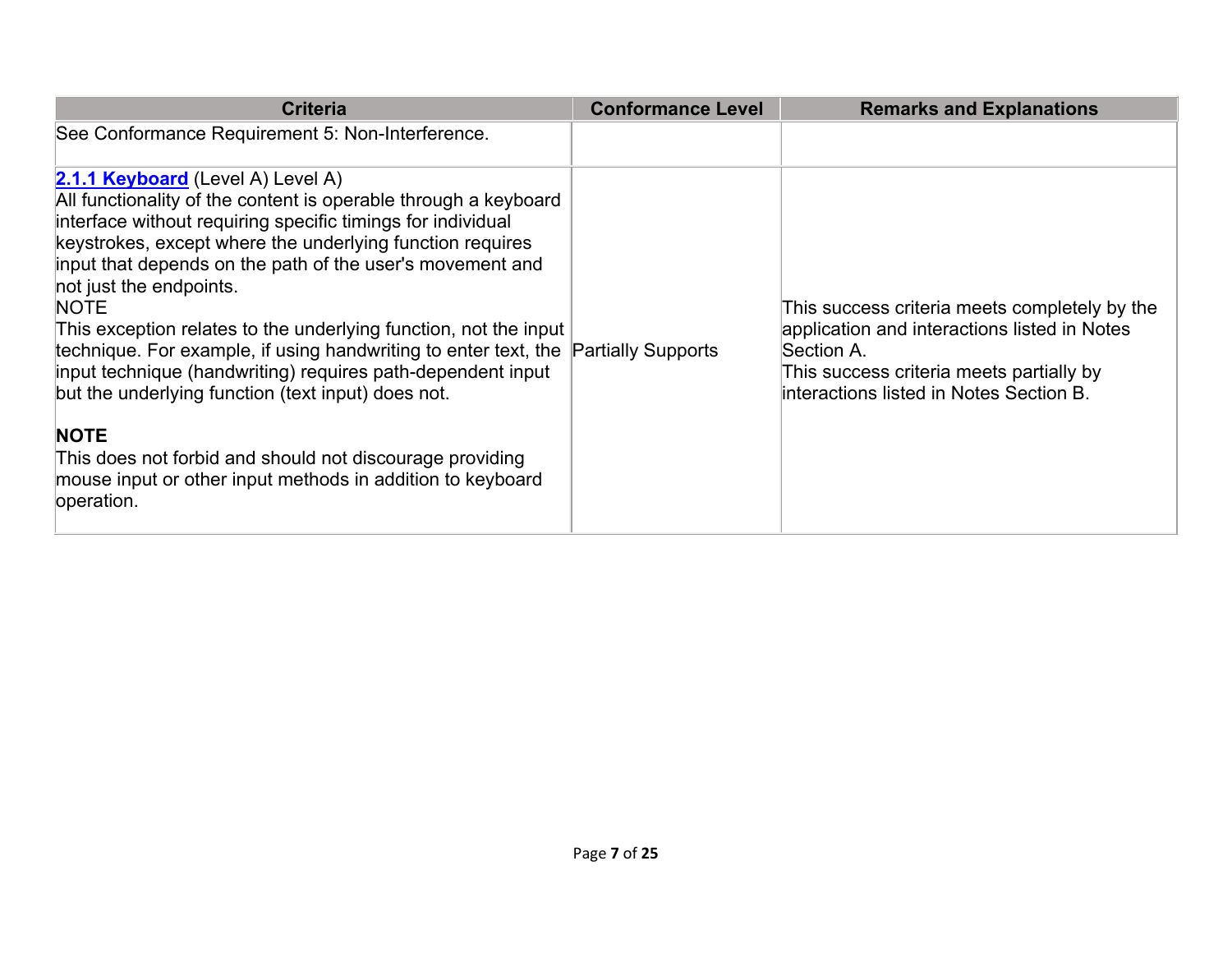| Criteria | Conformance Level | Remarks and Explanations |
| --- | --- | --- |
| See Conformance Requirement 5: Non-Interference. | | |
| **2.1.1 Keyboard** (Level A) Level A)<br>All functionality of the content is operable through a keyboard interface without requiring specific timings for individual keystrokes, except where the underlying function requires input that depends on the path of the user's movement and not just the endpoints.<br>NOTE<br>This exception relates to the underlying function, not the input technique. For example, if using handwriting to enter text, the input technique (handwriting) requires path-dependent input but the underlying function (text input) does not.<br><br>**NOTE**<br>This does not forbid and should not discourage providing mouse input or other input methods in addition to keyboard operation. | Partially Supports | This success criteria meets completely by the application and interactions listed in Notes Section A.<br>This success criteria meets partially by interactions listed in Notes Section B. |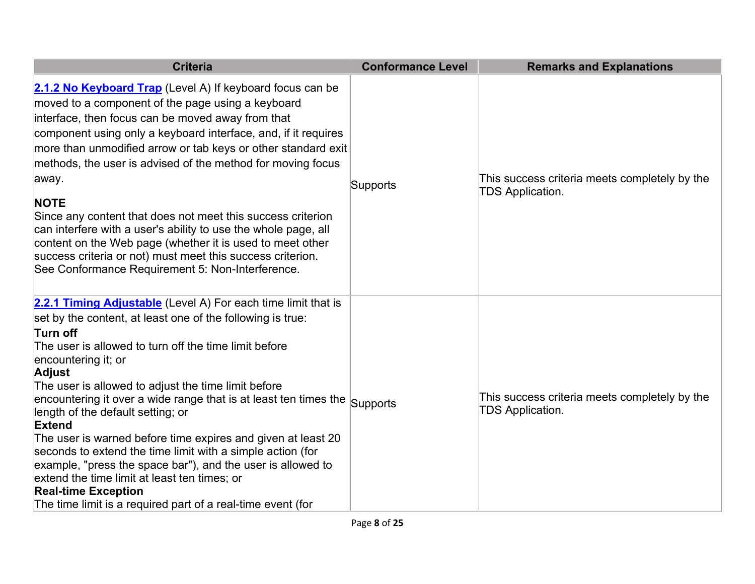| Criteria | Conformance Level | Remarks and Explanations |
|---|---|---|
| **2.1.2 No Keyboard Trap** (Level A) If keyboard focus can be moved to a component of the page using a keyboard interface, then focus can be moved away from that component using only a keyboard interface, and, if it requires more than unmodified arrow or tab keys or other standard exit methods, the user is advised of the method for moving focus away.<br><br>**NOTE**<br>Since any content that does not meet this success criterion can interfere with a user's ability to use the whole page, all content on the Web page (whether it is used to meet other success criteria or not) must meet this success criterion. See Conformance Requirement 5: Non-Interference. | Supports | This success criteria meets completely by the TDS Application. |
| **2.2.1 Timing Adjustable** (Level A) For each time limit that is set by the content, at least one of the following is true:<br>**Turn off**<br>The user is allowed to turn off the time limit before encountering it; or<br>**Adjust**<br>The user is allowed to adjust the time limit before encountering it over a wide range that is at least ten times the length of the default setting; or<br>**Extend**<br>The user is warned before time expires and given at least 20 seconds to extend the time limit with a simple action (for example, "press the space bar"), and the user is allowed to extend the time limit at least ten times; or<br>**Real-time Exception**<br>The time limit is a required part of a real-time event (for | Supports | This success criteria meets completely by the TDS Application. |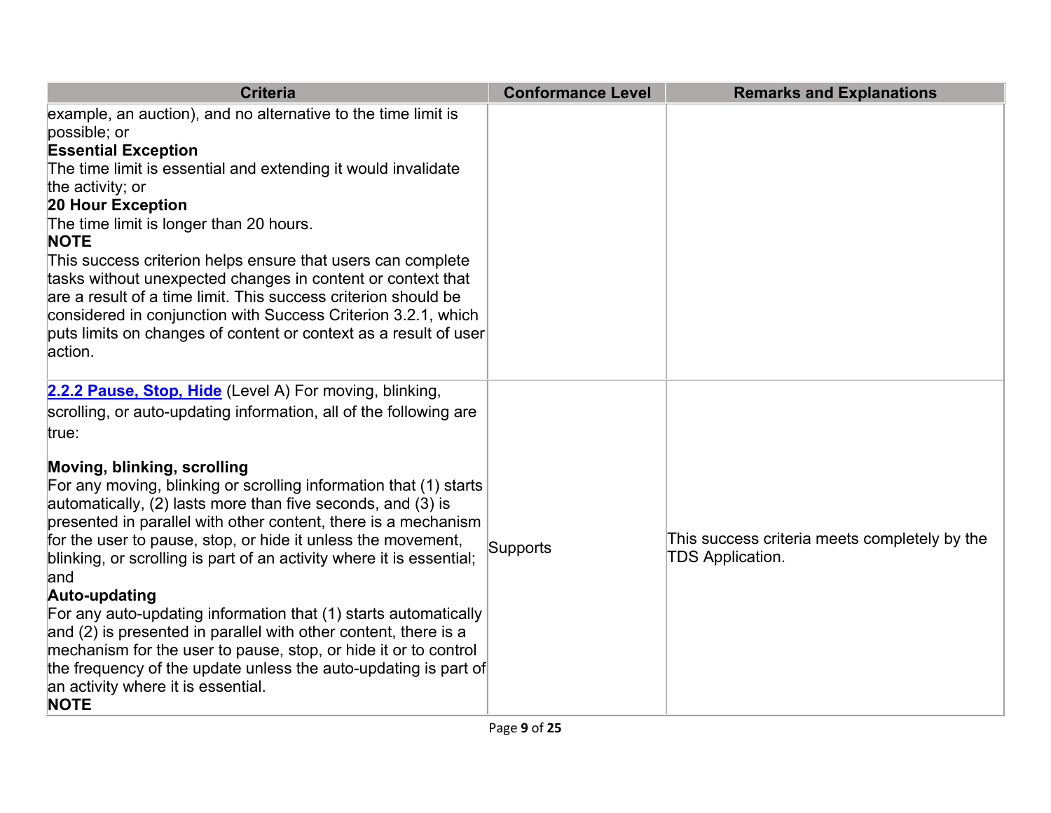| Criteria | Conformance Level | Remarks and Explanations |
|---|---|---|
| example, an auction), and no alternative to the time limit is possible; or<br>**Essential Exception**<br>The time limit is essential and extending it would invalidate the activity; or<br>**20 Hour Exception**<br>The time limit is longer than 20 hours.<br>**NOTE**<br>This success criterion helps ensure that users can complete tasks without unexpected changes in content or context that are a result of a time limit. This success criterion should be considered in conjunction with Success Criterion 3.2.1, which puts limits on changes of content or context as a result of user action. | | |
| **2.2.2 Pause, Stop, Hide** (Level A) For moving, blinking, scrolling, or auto-updating information, all of the following are true:<br><br>**Moving, blinking, scrolling**<br>For any moving, blinking or scrolling information that (1) starts automatically, (2) lasts more than five seconds, and (3) is presented in parallel with other content, there is a mechanism for the user to pause, stop, or hide it unless the movement, blinking, or scrolling is part of an activity where it is essential; and<br>**Auto-updating**<br>For any auto-updating information that (1) starts automatically and (2) is presented in parallel with other content, there is a mechanism for the user to pause, stop, or hide it or to control the frequency of the update unless the auto-updating is part of an activity where it is essential.<br>**NOTE** | Supports | This success criteria meets completely by the TDS Application. |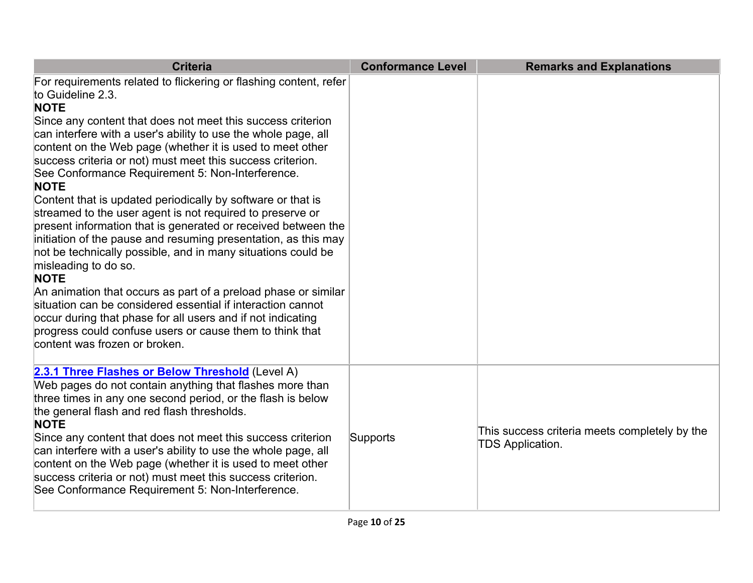| Criteria | Conformance Level | Remarks and Explanations |
|---|---|---|
| For requirements related to flickering or flashing content, refer to Guideline 2.3.<br>**NOTE**<br>Since any content that does not meet this success criterion can interfere with a user's ability to use the whole page, all content on the Web page (whether it is used to meet other success criteria or not) must meet this success criterion. See Conformance Requirement 5: Non-Interference.<br>**NOTE**<br>Content that is updated periodically by software or that is streamed to the user agent is not required to preserve or present information that is generated or received between the initiation of the pause and resuming presentation, as this may not be technically possible, and in many situations could be misleading to do so.<br>**NOTE**<br>An animation that occurs as part of a preload phase or similar situation can be considered essential if interaction cannot occur during that phase for all users and if not indicating progress could confuse users or cause them to think that content was frozen or broken. | | |
| **2.3.1 Three Flashes or Below Threshold** (Level A)<br>Web pages do not contain anything that flashes more than three times in any one second period, or the flash is below the general flash and red flash thresholds.<br>**NOTE**<br>Since any content that does not meet this success criterion can interfere with a user's ability to use the whole page, all content on the Web page (whether it is used to meet other success criteria or not) must meet this success criterion. See Conformance Requirement 5: Non-Interference. | Supports | This success criteria meets completely by the TDS Application. |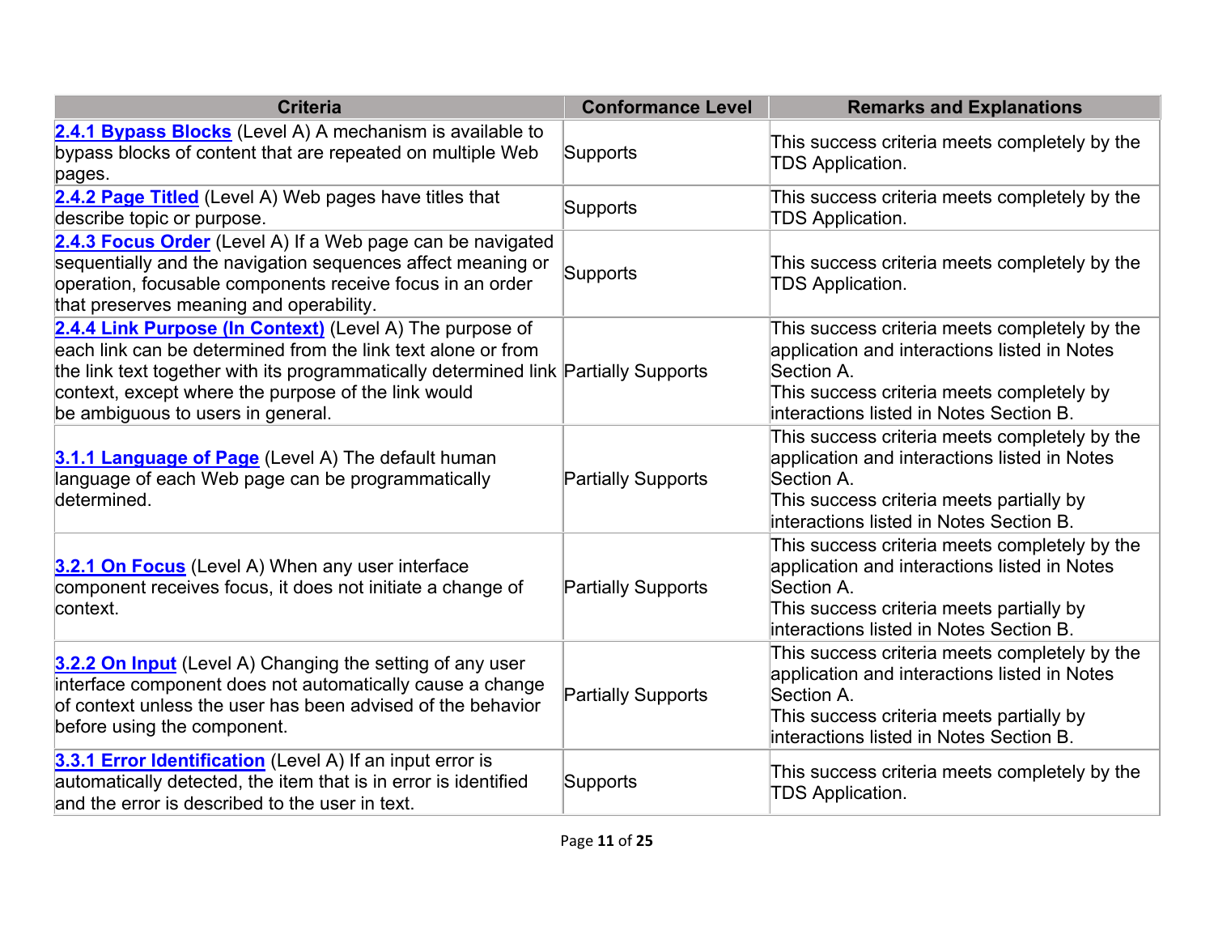| Criteria | Conformance Level | Remarks and Explanations |
|---|---|---|
| **2.4.1 Bypass Blocks** (Level A) A mechanism is available to bypass blocks of content that are repeated on multiple Web pages. | Supports | This success criteria meets completely by the TDS Application. |
| **2.4.2 Page Titled** (Level A) Web pages have titles that describe topic or purpose. | Supports | This success criteria meets completely by the TDS Application. |
| **2.4.3 Focus Order** (Level A) If a Web page can be navigated sequentially and the navigation sequences affect meaning or operation, focusable components receive focus in an order that preserves meaning and operability. | Supports | This success criteria meets completely by the TDS Application. |
| **2.4.4 Link Purpose (In Context)** (Level A) The purpose of each link can be determined from the link text alone or from the link text together with its programmatically determined link context, except where the purpose of the link would be ambiguous to users in general. | Partially Supports | This success criteria meets completely by the application and interactions listed in Notes Section A.<br>This success criteria meets completely by interactions listed in Notes Section B. |
| **3.1.1 Language of Page** (Level A) The default human language of each Web page can be programmatically determined. | Partially Supports | This success criteria meets completely by the application and interactions listed in Notes Section A.<br>This success criteria meets partially by interactions listed in Notes Section B. |
| **3.2.1 On Focus** (Level A) When any user interface component receives focus, it does not initiate a change of context. | Partially Supports | This success criteria meets completely by the application and interactions listed in Notes Section A.<br>This success criteria meets partially by interactions listed in Notes Section B. |
| **3.2.2 On Input** (Level A) Changing the setting of any user interface component does not automatically cause a change of context unless the user has been advised of the behavior before using the component. | Partially Supports | This success criteria meets completely by the application and interactions listed in Notes Section A.<br>This success criteria meets partially by interactions listed in Notes Section B. |
| **3.3.1 Error Identification** (Level A) If an input error is automatically detected, the item that is in error is identified and the error is described to the user in text. | Supports | This success criteria meets completely by the TDS Application. |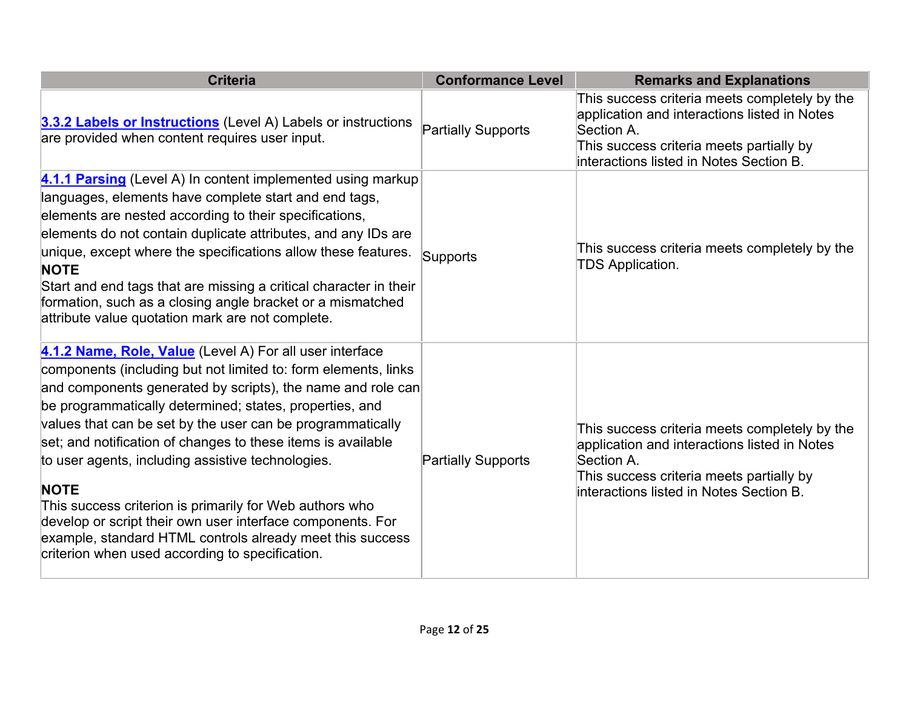| Criteria | Conformance Level | Remarks and Explanations |
| --- | --- | --- |
| **3.3.2 Labels or Instructions** (Level A) Labels or instructions are provided when content requires user input. | Partially Supports | This success criteria meets completely by the application and interactions listed in Notes Section A.<br>This success criteria meets partially by interactions listed in Notes Section B. |
| **4.1.1 Parsing** (Level A) In content implemented using markup languages, elements have complete start and end tags, elements are nested according to their specifications, elements do not contain duplicate attributes, and any IDs are unique, except where the specifications allow these features.<br>**NOTE**<br>Start and end tags that are missing a critical character in their formation, such as a closing angle bracket or a mismatched attribute value quotation mark are not complete. | Supports | This success criteria meets completely by the TDS Application. |
| **4.1.2 Name, Role, Value** (Level A) For all user interface components (including but not limited to: form elements, links and components generated by scripts), the name and role can be programmatically determined; states, properties, and values that can be set by the user can be programmatically set; and notification of changes to these items is available to user agents, including assistive technologies.<br>**NOTE**<br>This success criterion is primarily for Web authors who develop or script their own user interface components. For example, standard HTML controls already meet this success criterion when used according to specification. | Partially Supports | This success criteria meets completely by the application and interactions listed in Notes Section A.<br>This success criteria meets partially by interactions listed in Notes Section B. |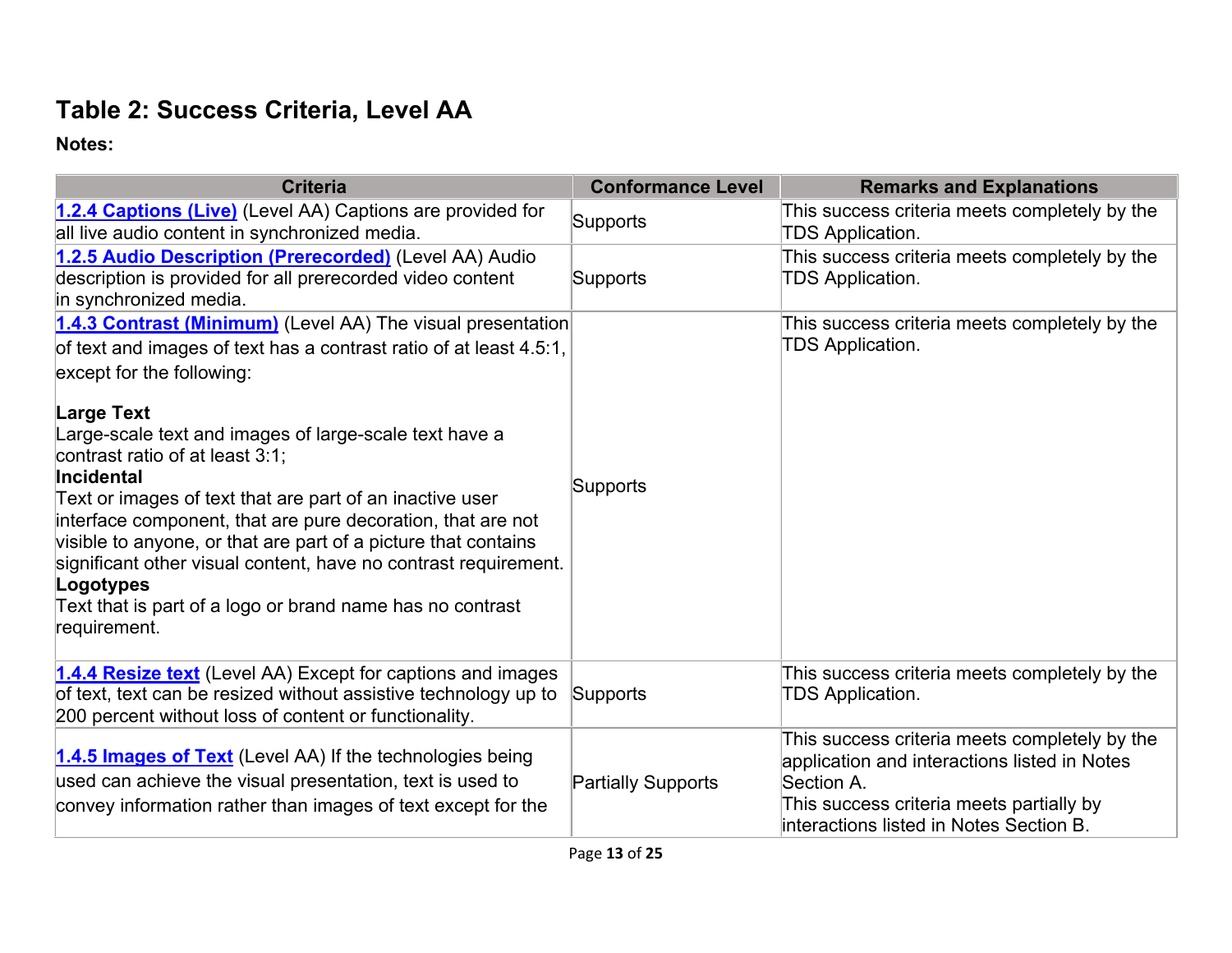## Table 2: Success Criteria, Level AA

**Notes:**

| Criteria | Conformance Level | Remarks and Explanations |
|---|---|---|
| **1.2.4 Captions (Live)** (Level AA) Captions are provided for all live audio content in synchronized media. | Supports | This success criteria meets completely by the TDS Application. |
| **1.2.5 Audio Description (Prerecorded)** (Level AA) Audio description is provided for all prerecorded video content in synchronized media. | Supports | This success criteria meets completely by the TDS Application. |
| **1.4.3 Contrast (Minimum)** (Level AA) The visual presentation of text and images of text has a contrast ratio of at least 4.5:1, except for the following:<br><br>**Large Text**<br>Large-scale text and images of large-scale text have a contrast ratio of at least 3:1;<br>**Incidental**<br>Text or images of text that are part of an inactive user interface component, that are pure decoration, that are not visible to anyone, or that are part of a picture that contains significant other visual content, have no contrast requirement.<br>**Logotypes**<br>Text that is part of a logo or brand name has no contrast requirement. | Supports | This success criteria meets completely by the TDS Application. |
| **1.4.4 Resize text** (Level AA) Except for captions and images of text, text can be resized without assistive technology up to 200 percent without loss of content or functionality. | Supports | This success criteria meets completely by the TDS Application. |
| **1.4.5 Images of Text** (Level AA) If the technologies being used can achieve the visual presentation, text is used to convey information rather than images of text except for the | Partially Supports | This success criteria meets completely by the application and interactions listed in Notes Section A.<br>This success criteria meets partially by interactions listed in Notes Section B. |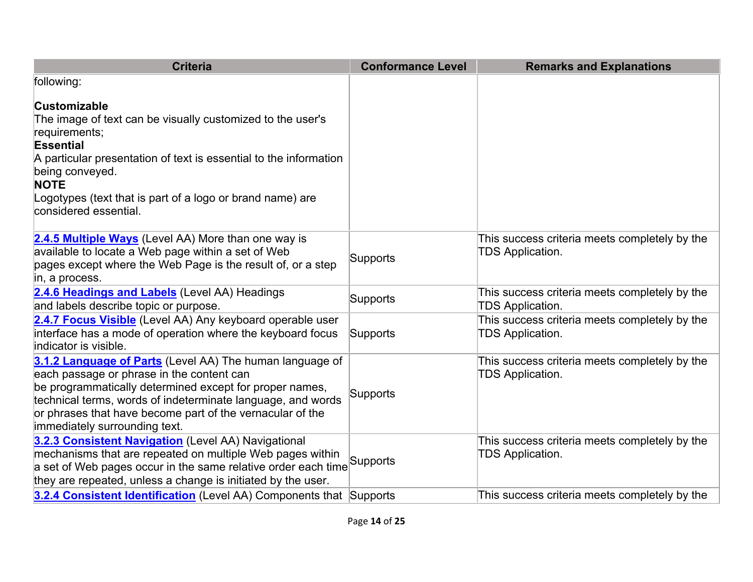| Criteria | Conformance Level | Remarks and Explanations |
|---|---|---|
| following:<br><br>**Customizable**<br>The image of text can be visually customized to the user's requirements;<br>**Essential**<br>A particular presentation of text is essential to the information being conveyed.<br>**NOTE**<br>Logotypes (text that is part of a logo or brand name) are considered essential. | | |
| **2.4.5 Multiple Ways** (Level AA) More than one way is available to locate a Web page within a set of Web pages except where the Web Page is the result of, or a step in, a process. | Supports | This success criteria meets completely by the TDS Application. |
| **2.4.6 Headings and Labels** (Level AA) Headings and labels describe topic or purpose. | Supports | This success criteria meets completely by the TDS Application. |
| **2.4.7 Focus Visible** (Level AA) Any keyboard operable user interface has a mode of operation where the keyboard focus indicator is visible. | Supports | This success criteria meets completely by the TDS Application. |
| **3.1.2 Language of Parts** (Level AA) The human language of each passage or phrase in the content can be programmatically determined except for proper names, technical terms, words of indeterminate language, and words or phrases that have become part of the vernacular of the immediately surrounding text. | Supports | This success criteria meets completely by the TDS Application. |
| **3.2.3 Consistent Navigation** (Level AA) Navigational mechanisms that are repeated on multiple Web pages within a set of Web pages occur in the same relative order each time they are repeated, unless a change is initiated by the user. | Supports | This success criteria meets completely by the TDS Application. |
| **3.2.4 Consistent Identification** (Level AA) Components that | Supports | This success criteria meets completely by the |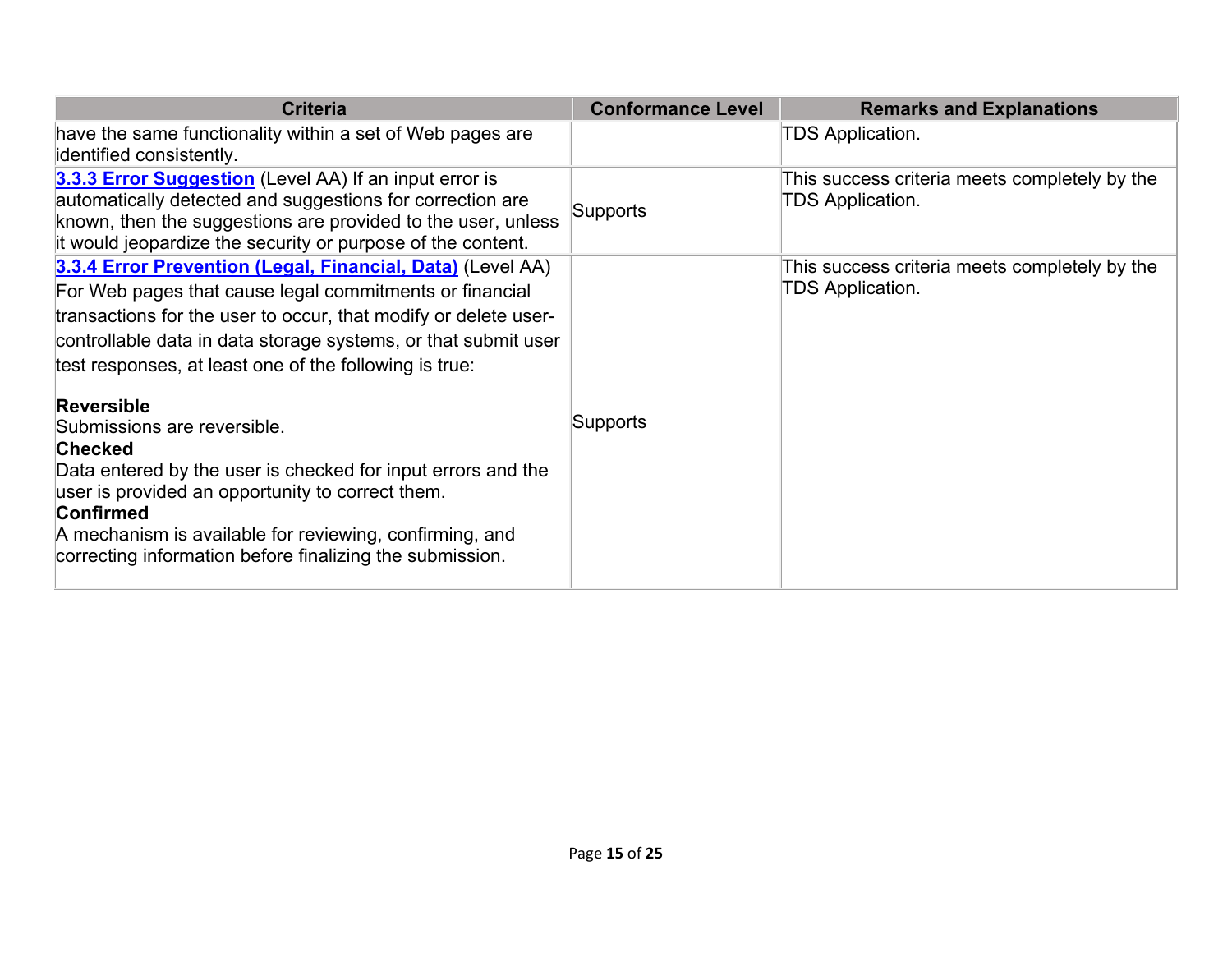| Criteria | Conformance Level | Remarks and Explanations |
| --- | --- | --- |
| have the same functionality within a set of Web pages are identified consistently. | | TDS Application. |
| **3.3.3 Error Suggestion** (Level AA) If an input error is automatically detected and suggestions for correction are known, then the suggestions are provided to the user, unless it would jeopardize the security or purpose of the content. | Supports | This success criteria meets completely by the TDS Application. |
| **3.3.4 Error Prevention (Legal, Financial, Data)** (Level AA) For Web pages that cause legal commitments or financial transactions for the user to occur, that modify or delete user-controllable data in data storage systems, or that submit user test responses, at least one of the following is true: <br><br> **Reversible** <br> Submissions are reversible. <br> **Checked** <br> Data entered by the user is checked for input errors and the user is provided an opportunity to correct them. <br> **Confirmed** <br> A mechanism is available for reviewing, confirming, and correcting information before finalizing the submission. | Supports | This success criteria meets completely by the TDS Application. |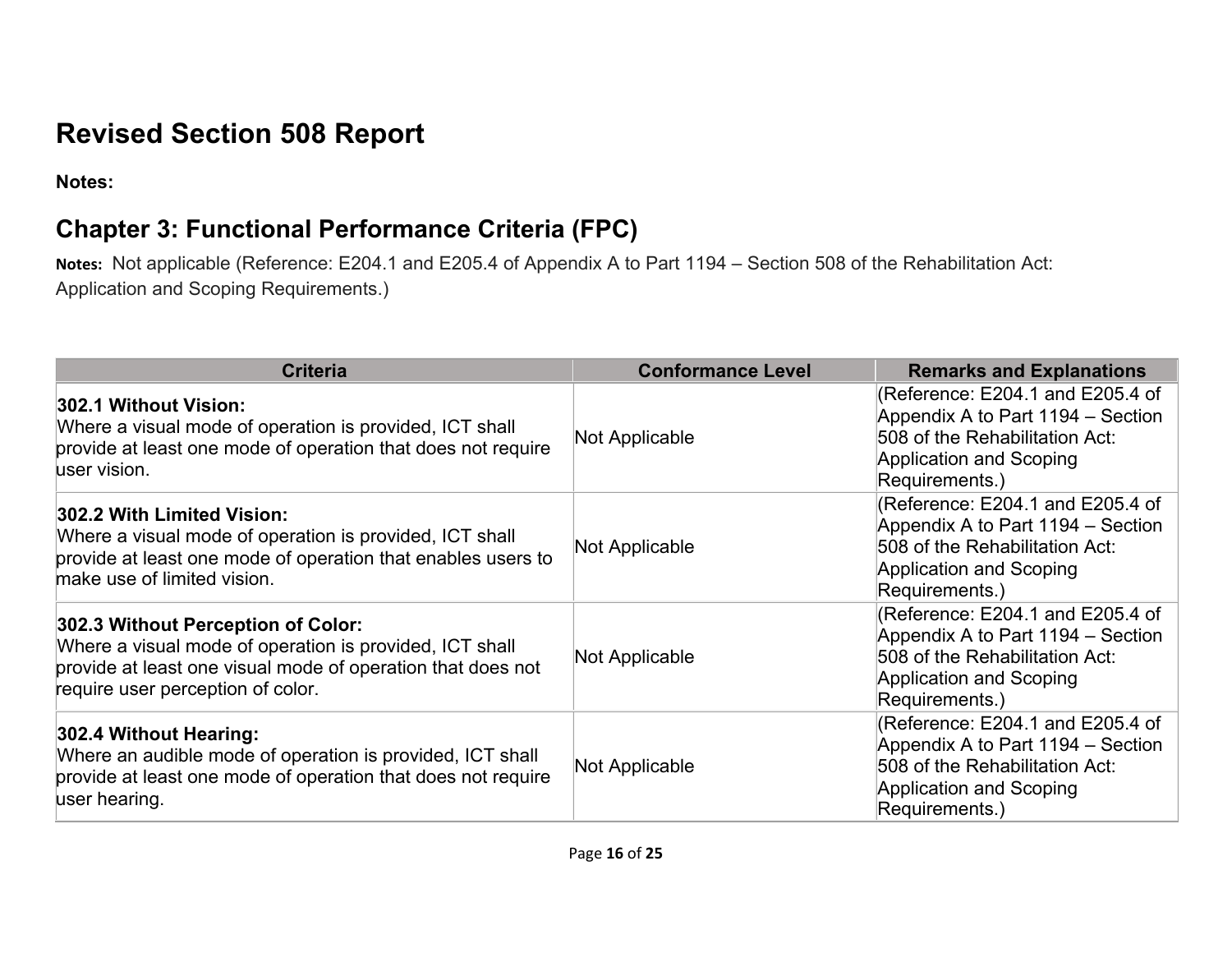# Revised Section 508 Report

**Notes:**

## Chapter 3: Functional Performance Criteria (FPC)

**Notes:** Not applicable (Reference: E204.1 and E205.4 of Appendix A to Part 1194 – Section 508 of the Rehabilitation Act: Application and Scoping Requirements.)

| Criteria | Conformance Level | Remarks and Explanations |
| --- | --- | --- |
| **302.1 Without Vision:** Where a visual mode of operation is provided, ICT shall provide at least one mode of operation that does not require user vision. | Not Applicable | (Reference: E204.1 and E205.4 of Appendix A to Part 1194 – Section 508 of the Rehabilitation Act: Application and Scoping Requirements.) |
| **302.2 With Limited Vision:** Where a visual mode of operation is provided, ICT shall provide at least one mode of operation that enables users to make use of limited vision. | Not Applicable | (Reference: E204.1 and E205.4 of Appendix A to Part 1194 – Section 508 of the Rehabilitation Act: Application and Scoping Requirements.) |
| **302.3 Without Perception of Color:** Where a visual mode of operation is provided, ICT shall provide at least one visual mode of operation that does not require user perception of color. | Not Applicable | (Reference: E204.1 and E205.4 of Appendix A to Part 1194 – Section 508 of the Rehabilitation Act: Application and Scoping Requirements.) |
| **302.4 Without Hearing:** Where an audible mode of operation is provided, ICT shall provide at least one mode of operation that does not require user hearing. | Not Applicable | (Reference: E204.1 and E205.4 of Appendix A to Part 1194 – Section 508 of the Rehabilitation Act: Application and Scoping Requirements.) |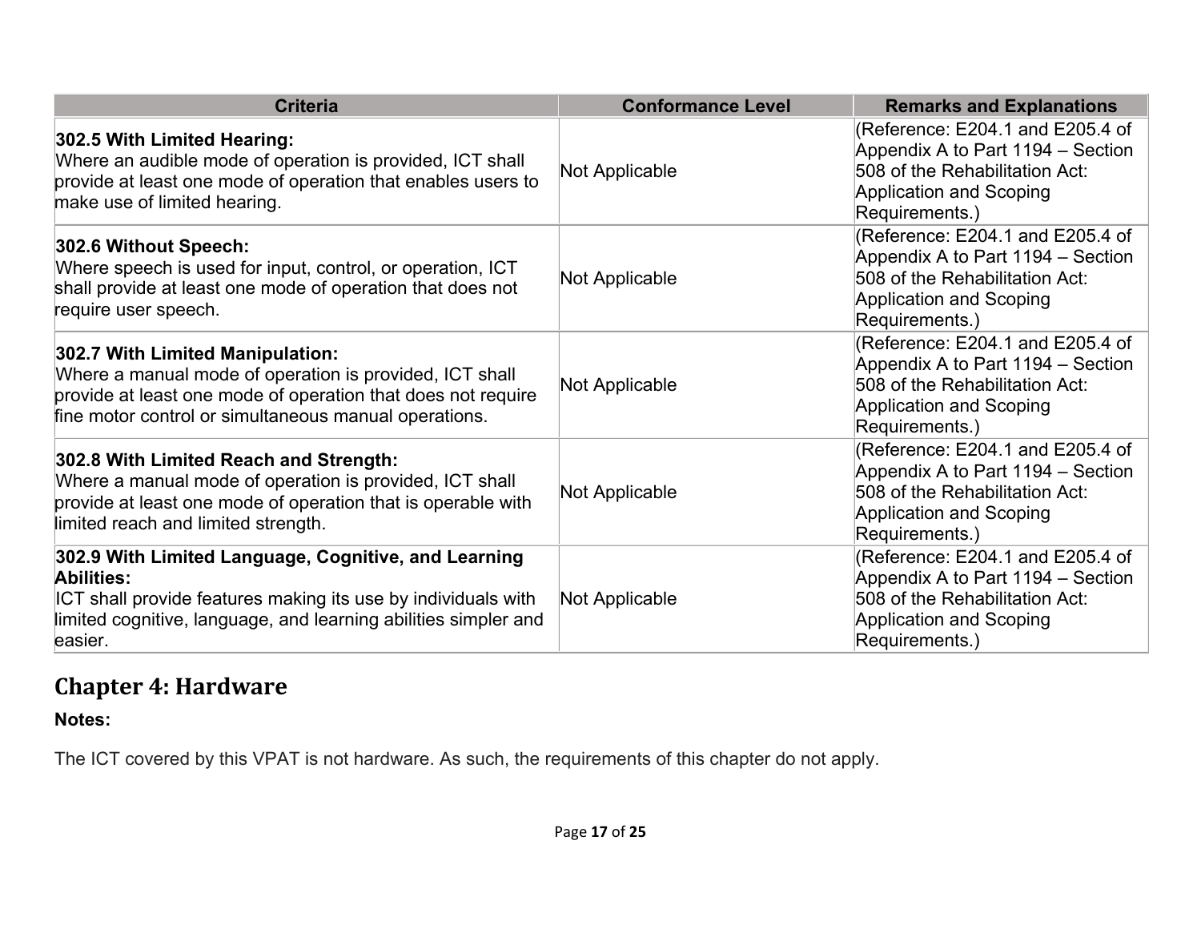| Criteria | Conformance Level | Remarks and Explanations |
|---|---|---|
| **302.5 With Limited Hearing:** Where an audible mode of operation is provided, ICT shall provide at least one mode of operation that enables users to make use of limited hearing. | Not Applicable | (Reference: E204.1 and E205.4 of Appendix A to Part 1194 – Section 508 of the Rehabilitation Act: Application and Scoping Requirements.) |
| **302.6 Without Speech:** Where speech is used for input, control, or operation, ICT shall provide at least one mode of operation that does not require user speech. | Not Applicable | (Reference: E204.1 and E205.4 of Appendix A to Part 1194 – Section 508 of the Rehabilitation Act: Application and Scoping Requirements.) |
| **302.7 With Limited Manipulation:** Where a manual mode of operation is provided, ICT shall provide at least one mode of operation that does not require fine motor control or simultaneous manual operations. | Not Applicable | (Reference: E204.1 and E205.4 of Appendix A to Part 1194 – Section 508 of the Rehabilitation Act: Application and Scoping Requirements.) |
| **302.8 With Limited Reach and Strength:** Where a manual mode of operation is provided, ICT shall provide at least one mode of operation that is operable with limited reach and limited strength. | Not Applicable | (Reference: E204.1 and E205.4 of Appendix A to Part 1194 – Section 508 of the Rehabilitation Act: Application and Scoping Requirements.) |
| **302.9 With Limited Language, Cognitive, and Learning Abilities:** ICT shall provide features making its use by individuals with limited cognitive, language, and learning abilities simpler and easier. | Not Applicable | (Reference: E204.1 and E205.4 of Appendix A to Part 1194 – Section 508 of the Rehabilitation Act: Application and Scoping Requirements.) |

## Chapter 4: Hardware

**Notes:**

The ICT covered by this VPAT is not hardware. As such, the requirements of this chapter do not apply.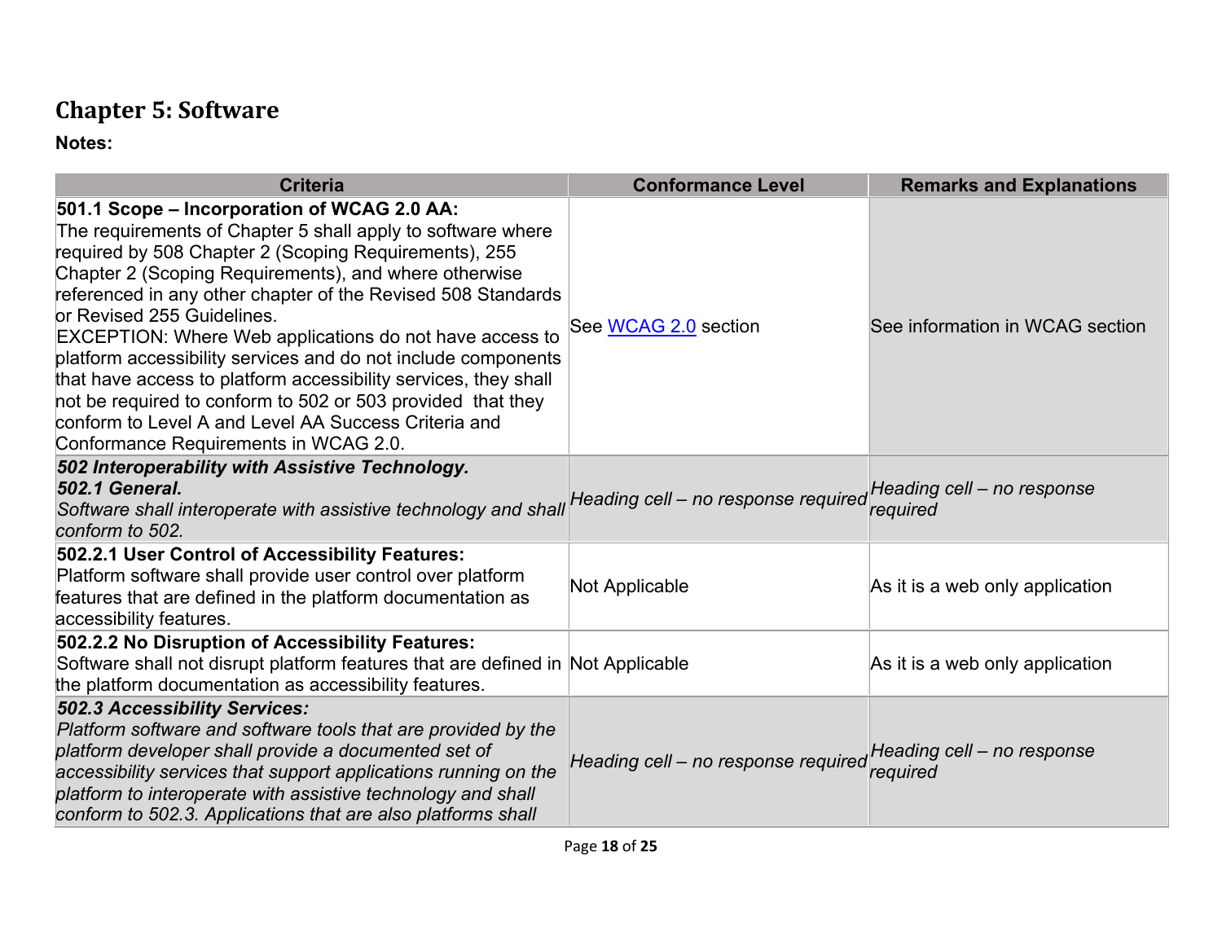## Chapter 5: Software

**Notes:**

| Criteria | Conformance Level | Remarks and Explanations |
|---|---|---|
| **501.1 Scope – Incorporation of WCAG 2.0 AA:** The requirements of Chapter 5 shall apply to software where required by 508 Chapter 2 (Scoping Requirements), 255 Chapter 2 (Scoping Requirements), and where otherwise referenced in any other chapter of the Revised 508 Standards or Revised 255 Guidelines. EXCEPTION: Where Web applications do not have access to platform accessibility services and do not include components that have access to platform accessibility services, they shall not be required to conform to 502 or 503 provided that they conform to Level A and Level AA Success Criteria and Conformance Requirements in WCAG 2.0. | See WCAG 2.0 section | See information in WCAG section |
| ***502 Interoperability with Assistive Technology.*** ***502.1 General.*** *Software shall interoperate with assistive technology and shall conform to 502.* | *Heading cell – no response required* | *Heading cell – no response required* |
| **502.2.1 User Control of Accessibility Features:** Platform software shall provide user control over platform features that are defined in the platform documentation as accessibility features. | Not Applicable | As it is a web only application |
| **502.2.2 No Disruption of Accessibility Features:** Software shall not disrupt platform features that are defined in the platform documentation as accessibility features. | Not Applicable | As it is a web only application |
| ***502.3 Accessibility Services:*** *Platform software and software tools that are provided by the platform developer shall provide a documented set of accessibility services that support applications running on the platform to interoperate with assistive technology and shall conform to 502.3. Applications that are also platforms shall* | *Heading cell – no response required* | *Heading cell – no response required* |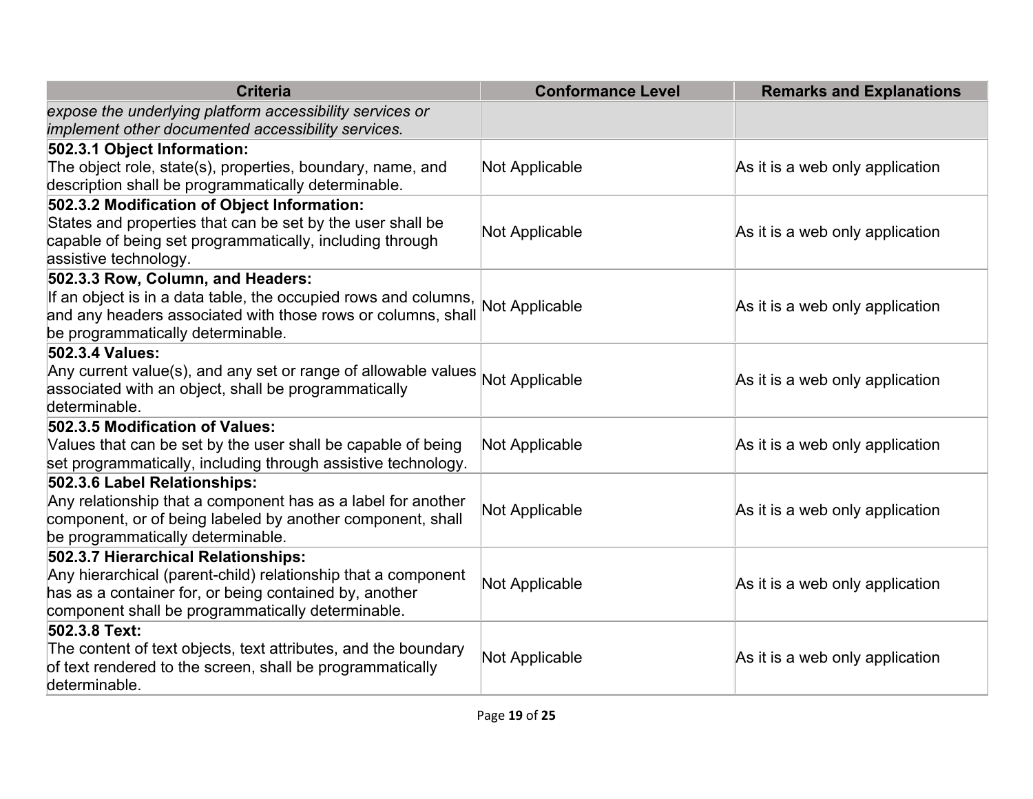| Criteria | Conformance Level | Remarks and Explanations |
| --- | --- | --- |
| *expose the underlying platform accessibility services or implement other documented accessibility services.* | | |
| **502.3.1 Object Information:** The object role, state(s), properties, boundary, name, and description shall be programmatically determinable. | Not Applicable | As it is a web only application |
| **502.3.2 Modification of Object Information:** States and properties that can be set by the user shall be capable of being set programmatically, including through assistive technology. | Not Applicable | As it is a web only application |
| **502.3.3 Row, Column, and Headers:** If an object is in a data table, the occupied rows and columns, and any headers associated with those rows or columns, shall be programmatically determinable. | Not Applicable | As it is a web only application |
| **502.3.4 Values:** Any current value(s), and any set or range of allowable values associated with an object, shall be programmatically determinable. | Not Applicable | As it is a web only application |
| **502.3.5 Modification of Values:** Values that can be set by the user shall be capable of being set programmatically, including through assistive technology. | Not Applicable | As it is a web only application |
| **502.3.6 Label Relationships:** Any relationship that a component has as a label for another component, or of being labeled by another component, shall be programmatically determinable. | Not Applicable | As it is a web only application |
| **502.3.7 Hierarchical Relationships:** Any hierarchical (parent-child) relationship that a component has as a container for, or being contained by, another component shall be programmatically determinable. | Not Applicable | As it is a web only application |
| **502.3.8 Text:** The content of text objects, text attributes, and the boundary of text rendered to the screen, shall be programmatically determinable. | Not Applicable | As it is a web only application |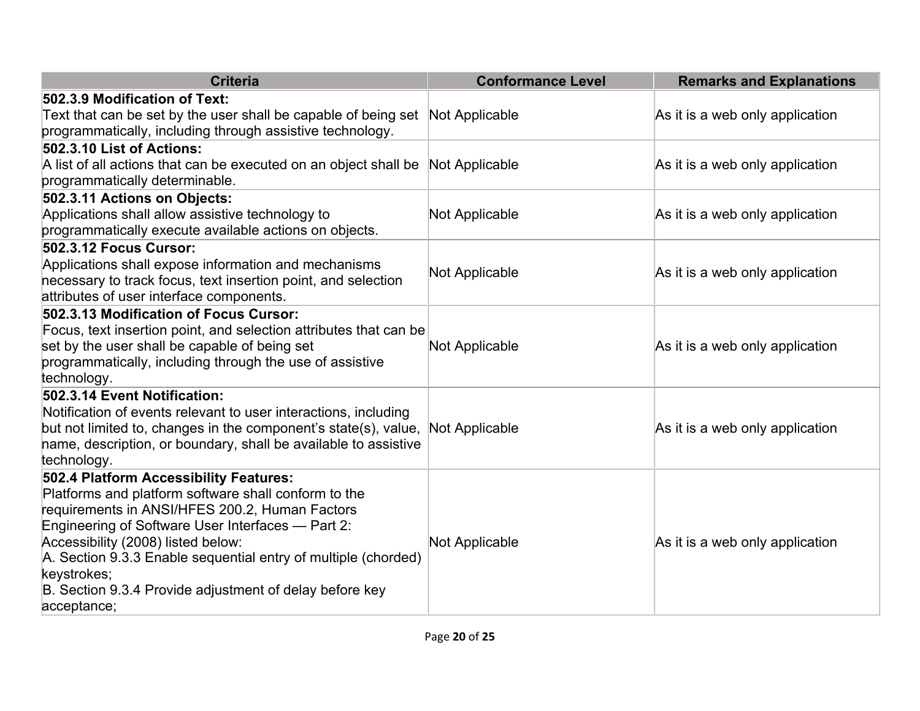| Criteria | Conformance Level | Remarks and Explanations |
| --- | --- | --- |
| **502.3.9 Modification of Text:** Text that can be set by the user shall be capable of being set programmatically, including through assistive technology. | Not Applicable | As it is a web only application |
| **502.3.10 List of Actions:** A list of all actions that can be executed on an object shall be programmatically determinable. | Not Applicable | As it is a web only application |
| **502.3.11 Actions on Objects:** Applications shall allow assistive technology to programmatically execute available actions on objects. | Not Applicable | As it is a web only application |
| **502.3.12 Focus Cursor:** Applications shall expose information and mechanisms necessary to track focus, text insertion point, and selection attributes of user interface components. | Not Applicable | As it is a web only application |
| **502.3.13 Modification of Focus Cursor:** Focus, text insertion point, and selection attributes that can be set by the user shall be capable of being set programmatically, including through the use of assistive technology. | Not Applicable | As it is a web only application |
| **502.3.14 Event Notification:** Notification of events relevant to user interactions, including but not limited to, changes in the component's state(s), value, name, description, or boundary, shall be available to assistive technology. | Not Applicable | As it is a web only application |
| **502.4 Platform Accessibility Features:** Platforms and platform software shall conform to the requirements in ANSI/HFES 200.2, Human Factors Engineering of Software User Interfaces — Part 2: Accessibility (2008) listed below:<br>A. Section 9.3.3 Enable sequential entry of multiple (chorded) keystrokes;<br>B. Section 9.3.4 Provide adjustment of delay before key acceptance; | Not Applicable | As it is a web only application |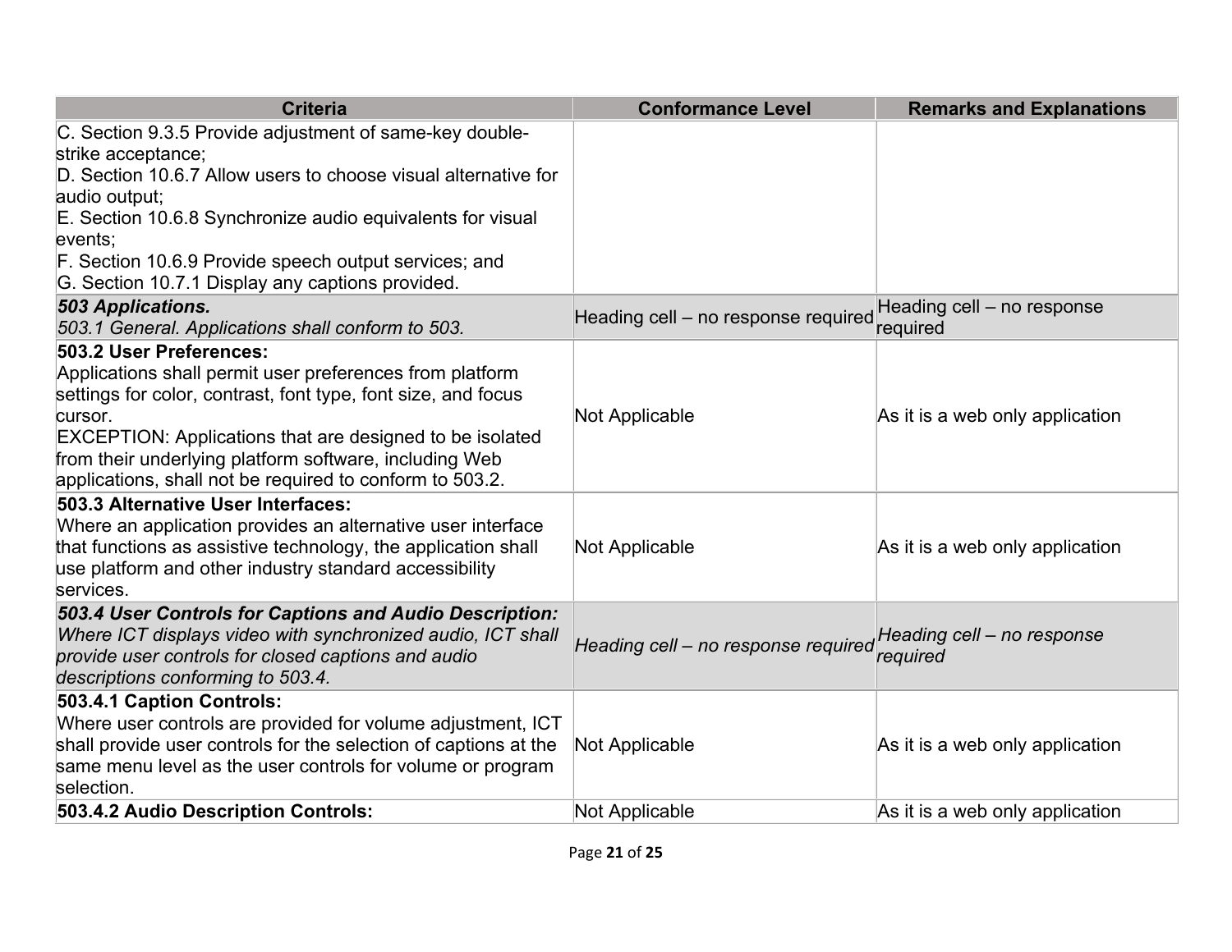| Criteria | Conformance Level | Remarks and Explanations |
|---|---|---|
| C. Section 9.3.5 Provide adjustment of same-key double-strike acceptance;<br>D. Section 10.6.7 Allow users to choose visual alternative for audio output;<br>E. Section 10.6.8 Synchronize audio equivalents for visual events;<br>F. Section 10.6.9 Provide speech output services; and<br>G. Section 10.7.1 Display any captions provided. | | |
| ***503 Applications.***<br>*503.1 General. Applications shall conform to 503.* | Heading cell – no response required | Heading cell – no response required |
| **503.2 User Preferences:**<br>Applications shall permit user preferences from platform settings for color, contrast, font type, font size, and focus cursor.<br>EXCEPTION: Applications that are designed to be isolated from their underlying platform software, including Web applications, shall not be required to conform to 503.2. | Not Applicable | As it is a web only application |
| **503.3 Alternative User Interfaces:**<br>Where an application provides an alternative user interface that functions as assistive technology, the application shall use platform and other industry standard accessibility services. | Not Applicable | As it is a web only application |
| ***503.4 User Controls for Captions and Audio Description:***<br>*Where ICT displays video with synchronized audio, ICT shall provide user controls for closed captions and audio descriptions conforming to 503.4.* | *Heading cell – no response required* | *Heading cell – no response required* |
| **503.4.1 Caption Controls:**<br>Where user controls are provided for volume adjustment, ICT shall provide user controls for the selection of captions at the same menu level as the user controls for volume or program selection. | Not Applicable | As it is a web only application |
| **503.4.2 Audio Description Controls:** | Not Applicable | As it is a web only application |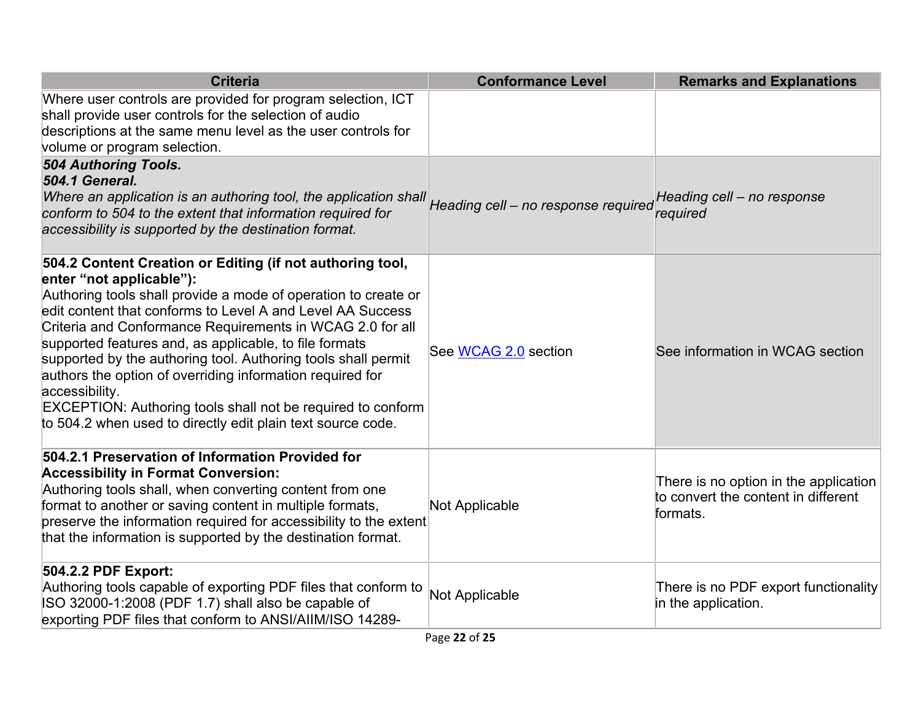| Criteria | Conformance Level | Remarks and Explanations |
|---|---|---|
| Where user controls are provided for program selection, ICT shall provide user controls for the selection of audio descriptions at the same menu level as the user controls for volume or program selection. | | |
| ***504 Authoring Tools.*** <br> ***504.1 General.*** <br> *Where an application is an authoring tool, the application shall conform to 504 to the extent that information required for accessibility is supported by the destination format.* | *Heading cell – no response required* | *Heading cell – no response required* |
| **504.2 Content Creation or Editing (if not authoring tool, enter "not applicable"):** <br> Authoring tools shall provide a mode of operation to create or edit content that conforms to Level A and Level AA Success Criteria and Conformance Requirements in WCAG 2.0 for all supported features and, as applicable, to file formats supported by the authoring tool. Authoring tools shall permit authors the option of overriding information required for accessibility. <br> EXCEPTION: Authoring tools shall not be required to conform to 504.2 when used to directly edit plain text source code. | See WCAG 2.0 section | See information in WCAG section |
| **504.2.1 Preservation of Information Provided for Accessibility in Format Conversion:** <br> Authoring tools shall, when converting content from one format to another or saving content in multiple formats, preserve the information required for accessibility to the extent that the information is supported by the destination format. | Not Applicable | There is no option in the application to convert the content in different formats. |
| **504.2.2 PDF Export:** <br> Authoring tools capable of exporting PDF files that conform to ISO 32000-1:2008 (PDF 1.7) shall also be capable of exporting PDF files that conform to ANSI/AIIM/ISO 14289- | Not Applicable | There is no PDF export functionality in the application. |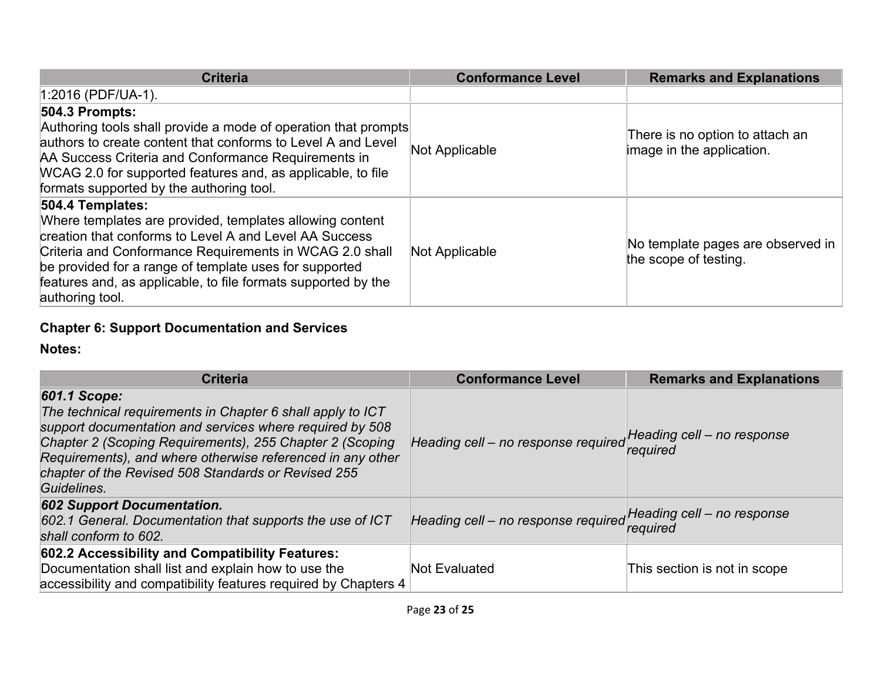| Criteria | Conformance Level | Remarks and Explanations |
|---|---|---|
| 1:2016 (PDF/UA-1). | | |
| **504.3 Prompts:** Authoring tools shall provide a mode of operation that prompts authors to create content that conforms to Level A and Level AA Success Criteria and Conformance Requirements in WCAG 2.0 for supported features and, as applicable, to file formats supported by the authoring tool. | Not Applicable | There is no option to attach an image in the application. |
| **504.4 Templates:** Where templates are provided, templates allowing content creation that conforms to Level A and Level AA Success Criteria and Conformance Requirements in WCAG 2.0 shall be provided for a range of template uses for supported features and, as applicable, to file formats supported by the authoring tool. | Not Applicable | No template pages are observed in the scope of testing. |

**Chapter 6: Support Documentation and Services**

**Notes:**

| Criteria | Conformance Level | Remarks and Explanations |
|---|---|---|
| ***601.1 Scope:*** *The technical requirements in Chapter 6 shall apply to ICT support documentation and services where required by 508 Chapter 2 (Scoping Requirements), 255 Chapter 2 (Scoping Requirements), and where otherwise referenced in any other chapter of the Revised 508 Standards or Revised 255 Guidelines.* | *Heading cell – no response required* | *Heading cell – no response required* |
| ***602 Support Documentation.*** *602.1 General. Documentation that supports the use of ICT shall conform to 602.* | *Heading cell – no response required* | *Heading cell – no response required* |
| **602.2 Accessibility and Compatibility Features:** Documentation shall list and explain how to use the accessibility and compatibility features required by Chapters 4 | Not Evaluated | This section is not in scope |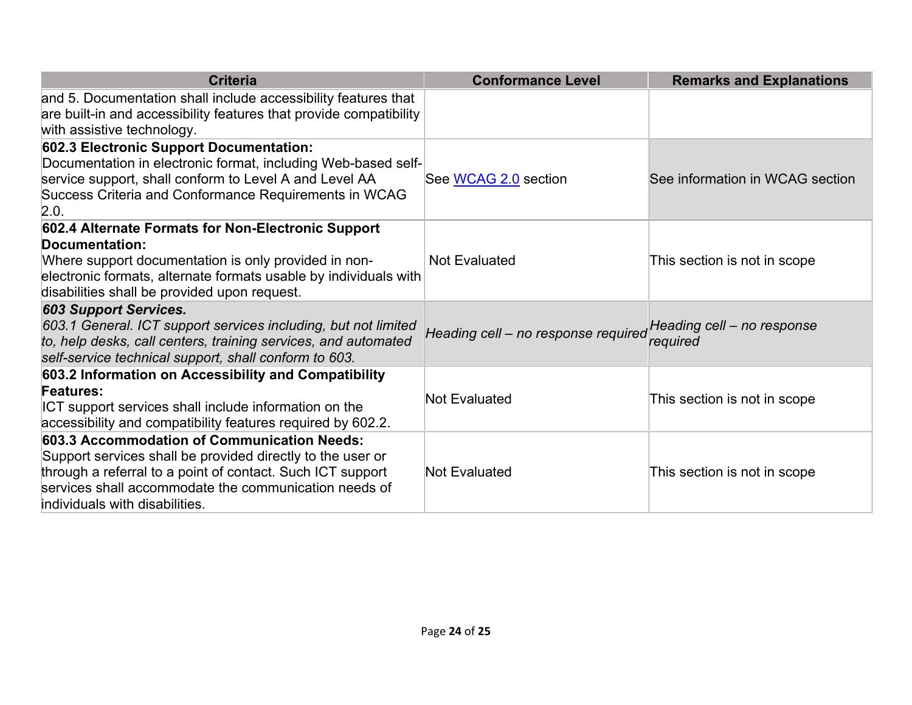| Criteria | Conformance Level | Remarks and Explanations |
|---|---|---|
| and 5. Documentation shall include accessibility features that are built-in and accessibility features that provide compatibility with assistive technology. | | |
| **602.3 Electronic Support Documentation:** Documentation in electronic format, including Web-based self-service support, shall conform to Level A and Level AA Success Criteria and Conformance Requirements in WCAG 2.0. | See WCAG 2.0 section | See information in WCAG section |
| **602.4 Alternate Formats for Non-Electronic Support Documentation:** Where support documentation is only provided in non-electronic formats, alternate formats usable by individuals with disabilities shall be provided upon request. | Not Evaluated | This section is not in scope |
| ***603 Support Services.*** *603.1 General. ICT support services including, but not limited to, help desks, call centers, training services, and automated self-service technical support, shall conform to 603.* | *Heading cell – no response required* | *Heading cell – no response required* |
| **603.2 Information on Accessibility and Compatibility Features:** ICT support services shall include information on the accessibility and compatibility features required by 602.2. | Not Evaluated | This section is not in scope |
| **603.3 Accommodation of Communication Needs:** Support services shall be provided directly to the user or through a referral to a point of contact. Such ICT support services shall accommodate the communication needs of individuals with disabilities. | Not Evaluated | This section is not in scope |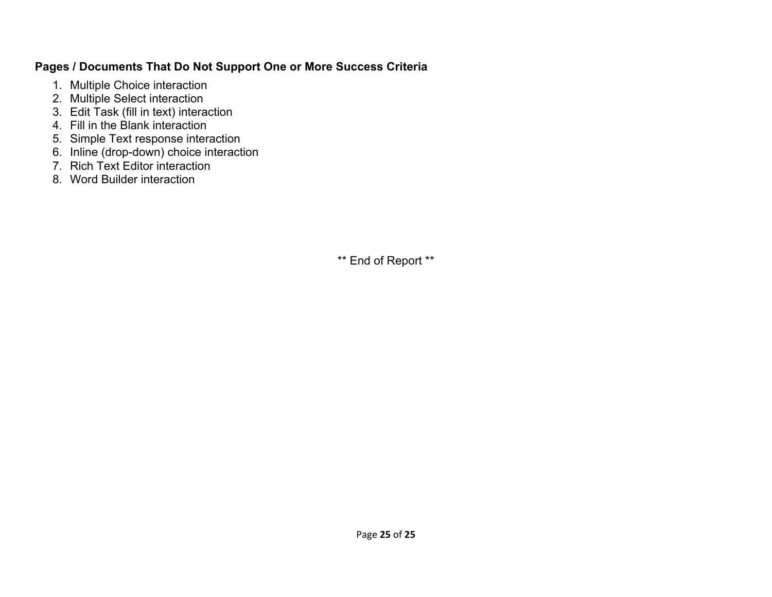**Pages / Documents That Do Not Support One or More Success Criteria**

1. Multiple Choice interaction
2. Multiple Select interaction
3. Edit Task (fill in text) interaction
4. Fill in the Blank interaction
5. Simple Text response interaction
6. Inline (drop-down) choice interaction
7. Rich Text Editor interaction
8. Word Builder interaction

** End of Report **